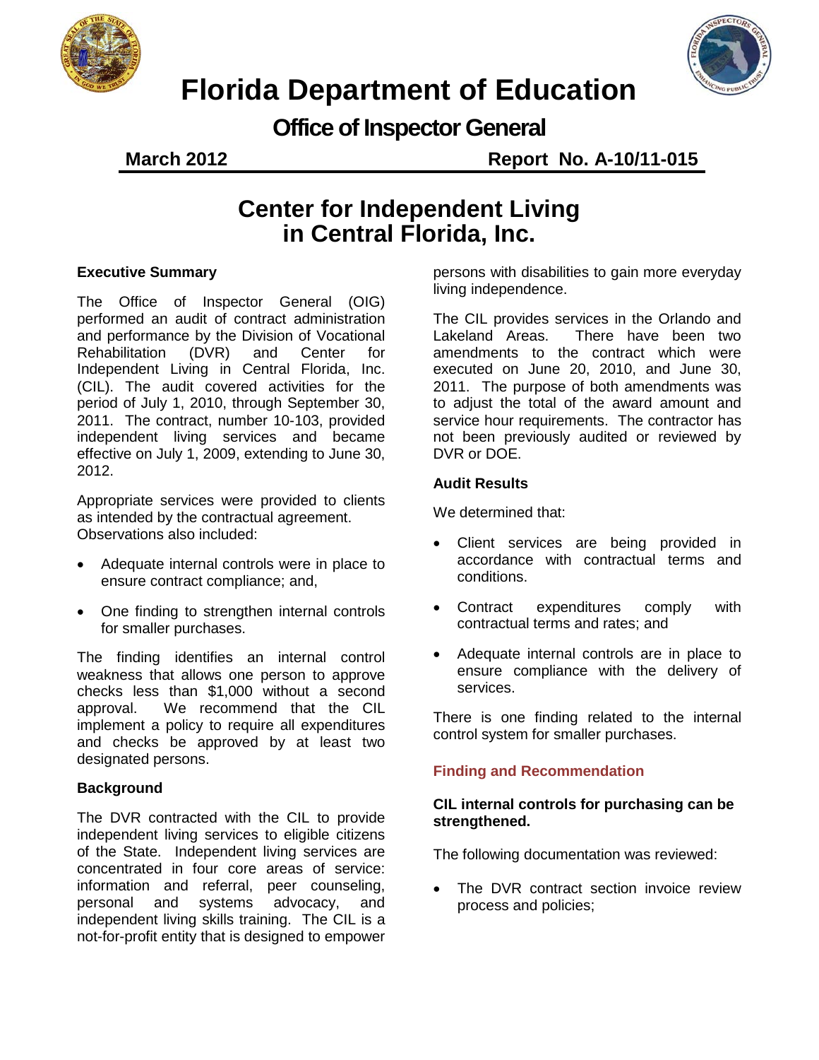# Florida Department of Education

## Office of Inspector General

**March 2012** **Report No. A-10/11-015**

# Center for Independent Living in Central Florida, Inc.

### Executive Summary

The Office of Inspector General (OIG) performed an audit of contract administration and performance by the Division of Vocational Rehabilitation (DVR) and Center for Independent Living in Central Florida, Inc. (CIL). The audit covered activities for the period of July 1, 2010, through September 30, 2011. The contract, number 10-103, provided independent living services and became effective on July 1, 2009, extending to June 30, 2012.

Appropriate services were provided to clients as intended by the contractual agreement. Observations also included:

- Adequate internal controls were in place to ensure contract compliance; and,
- One finding to strengthen internal controls for smaller purchases.

The finding identifies an internal control weakness that allows one person to approve checks less than $1,000 without a second approval. We recommend that the CIL implement a policy to require all expenditures and checks be approved by at least two designated persons.

### Background

The DVR contracted with the CIL to provide independent living services to eligible citizens of the State. Independent living services are concentrated in four core areas of service: information and referral, peer counseling, personal and systems advocacy, and independent living skills training. The CIL is a not-for-profit entity that is designed to empower persons with disabilities to gain more everyday living independence.

The CIL provides services in the Orlando and Lakeland Areas. There have been two amendments to the contract which were executed on June 20, 2010, and June 30, 2011. The purpose of both amendments was to adjust the total of the award amount and service hour requirements. The contractor has not been previously audited or reviewed by DVR or DOE.

### Audit Results

We determined that:

- Client services are being provided in accordance with contractual terms and conditions.
- Contract expenditures comply with contractual terms and rates; and
- Adequate internal controls are in place to ensure compliance with the delivery of services.

There is one finding related to the internal control system for smaller purchases.

### Finding and Recommendation

**CIL internal controls for purchasing can be strengthened.**

The following documentation was reviewed:

- The DVR contract section invoice review process and policies;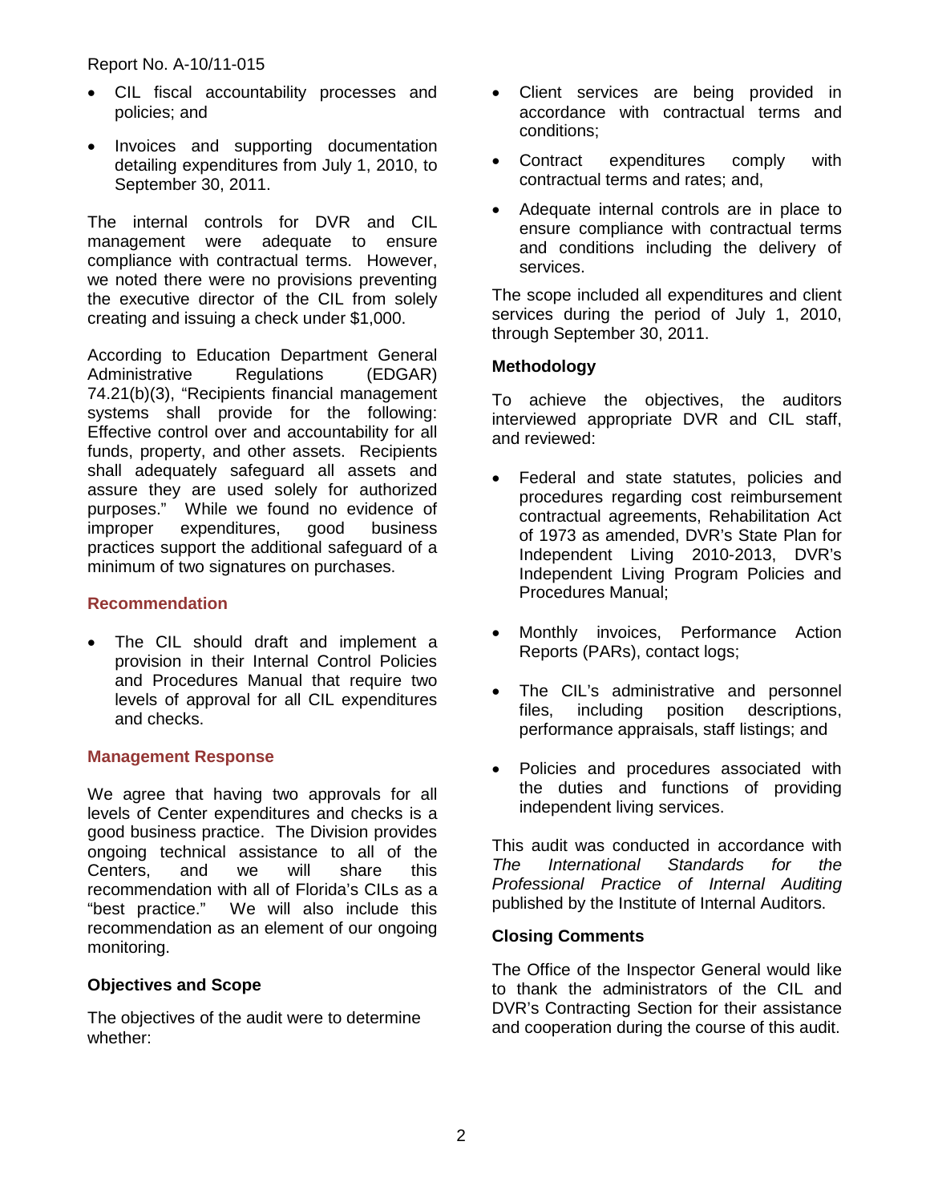- CIL fiscal accountability processes and policies; and
- Invoices and supporting documentation detailing expenditures from July 1, 2010, to September 30, 2011.

The internal controls for DVR and CIL management were adequate to ensure compliance with contractual terms. However, we noted there were no provisions preventing the executive director of the CIL from solely creating and issuing a check under $1,000.

According to Education Department General Administrative Regulations (EDGAR) 74.21(b)(3), "Recipients financial management systems shall provide for the following: Effective control over and accountability for all funds, property, and other assets. Recipients shall adequately safeguard all assets and assure they are used solely for authorized purposes." While we found no evidence of improper expenditures, good business practices support the additional safeguard of a minimum of two signatures on purchases.

### Recommendation

- The CIL should draft and implement a provision in their Internal Control Policies and Procedures Manual that require two levels of approval for all CIL expenditures and checks.

### Management Response

We agree that having two approvals for all levels of Center expenditures and checks is a good business practice. The Division provides ongoing technical assistance to all of the Centers, and we will share this recommendation with all of Florida's CILs as a "best practice." We will also include this recommendation as an element of our ongoing monitoring.

### Objectives and Scope

The objectives of the audit were to determine whether:

- Client services are being provided in accordance with contractual terms and conditions;
- Contract expenditures comply with contractual terms and rates; and,
- Adequate internal controls are in place to ensure compliance with contractual terms and conditions including the delivery of services.

The scope included all expenditures and client services during the period of July 1, 2010, through September 30, 2011.

### Methodology

To achieve the objectives, the auditors interviewed appropriate DVR and CIL staff, and reviewed:

- Federal and state statutes, policies and procedures regarding cost reimbursement contractual agreements, Rehabilitation Act of 1973 as amended, DVR's State Plan for Independent Living 2010-2013, DVR's Independent Living Program Policies and Procedures Manual;
- Monthly invoices, Performance Action Reports (PARs), contact logs;
- The CIL's administrative and personnel files, including position descriptions, performance appraisals, staff listings; and
- Policies and procedures associated with the duties and functions of providing independent living services.

This audit was conducted in accordance with *The International Standards for the Professional Practice of Internal Auditing* published by the Institute of Internal Auditors.

### Closing Comments

The Office of the Inspector General would like to thank the administrators of the CIL and DVR's Contracting Section for their assistance and cooperation during the course of this audit.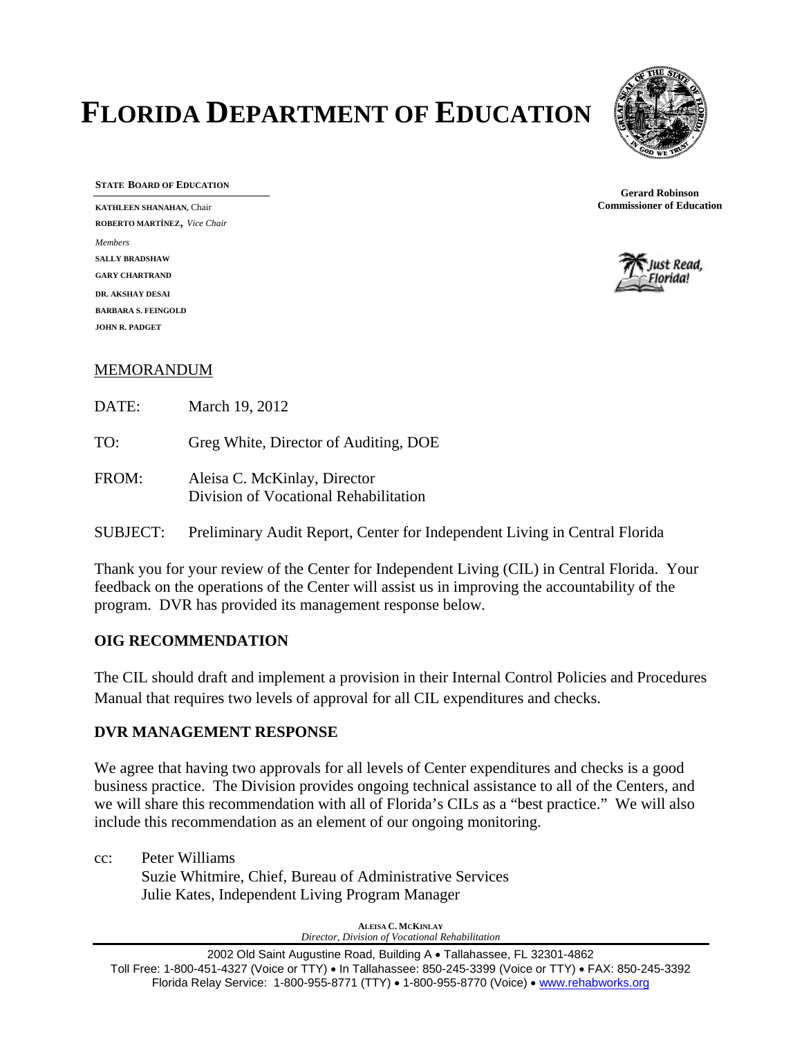# FLORIDA DEPARTMENT OF EDUCATION

**STATE BOARD OF EDUCATION**

**KATHLEEN SHANAHAN**, Chair
**ROBERTO MARTÍNEZ**, *Vice Chair*
*Members*
**SALLY BRADSHAW**
**GARY CHARTRAND**
**DR. AKSHAY DESAI**
**BARBARA S. FEINGOLD**
**JOHN R. PADGET**

**Gerard Robinson**
**Commissioner of Education**

Just Read, Florida!

MEMORANDUM

DATE: March 19, 2012

TO: Greg White, Director of Auditing, DOE

FROM: Aleisa C. McKinlay, Director
Division of Vocational Rehabilitation

SUBJECT: Preliminary Audit Report, Center for Independent Living in Central Florida

Thank you for your review of the Center for Independent Living (CIL) in Central Florida. Your feedback on the operations of the Center will assist us in improving the accountability of the program. DVR has provided its management response below.

**OIG RECOMMENDATION**

The CIL should draft and implement a provision in their Internal Control Policies and Procedures Manual that requires two levels of approval for all CIL expenditures and checks.

**DVR MANAGEMENT RESPONSE**

We agree that having two approvals for all levels of Center expenditures and checks is a good business practice. The Division provides ongoing technical assistance to all of the Centers, and we will share this recommendation with all of Florida's CILs as a "best practice." We will also include this recommendation as an element of our ongoing monitoring.

cc: Peter Williams
Suzie Whitmire, Chief, Bureau of Administrative Services
Julie Kates, Independent Living Program Manager

**ALEISA C. MCKINLAY**
*Director, Division of Vocational Rehabilitation*

2002 Old Saint Augustine Road, Building A • Tallahassee, FL 32301-4862
Toll Free: 1-800-451-4327 (Voice or TTY) • In Tallahassee: 850-245-3399 (Voice or TTY) • FAX: 850-245-3392
Florida Relay Service: 1-800-955-8771 (TTY) • 1-800-955-8770 (Voice) • www.rehabworks.org